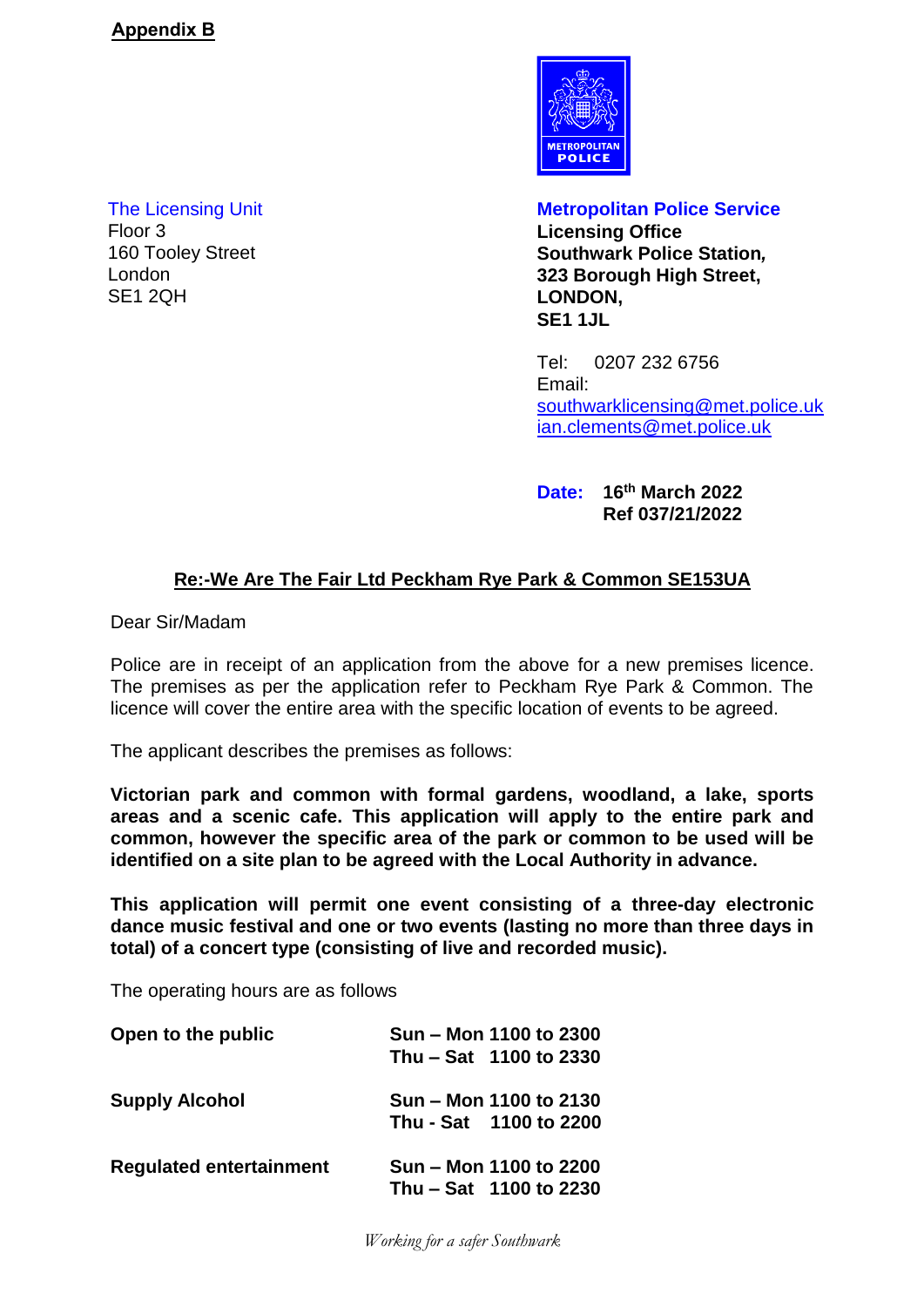**Appendix B**

The Licensing Unit
Floor 3
160 Tooley Street
London
SE1 2QH

**Metropolitan Police Service**
**Licensing Office**
**Southwark Police Station,**
**323 Borough High Street,**
**LONDON,**
**SE1 1JL**

Tel: 0207 232 6756
Email:
southwarklicensing@met.police.uk
ian.clements@met.police.uk

**Date: 16th March 2022**
**Ref 037/21/2022**

**Re:-We Are The Fair Ltd Peckham Rye Park & Common SE153UA**

Dear Sir/Madam

Police are in receipt of an application from the above for a new premises licence. The premises as per the application refer to Peckham Rye Park & Common. The licence will cover the entire area with the specific location of events to be agreed.

The applicant describes the premises as follows:

**Victorian park and common with formal gardens, woodland, a lake, sports areas and a scenic cafe. This application will apply to the entire park and common, however the specific area of the park or common to be used will be identified on a site plan to be agreed with the Local Authority in advance.**

**This application will permit one event consisting of a three-day electronic dance music festival and one or two events (lasting no more than three days in total) of a concert type (consisting of live and recorded music).**

The operating hours are as follows

| | |
|---|---|
| **Open to the public** | **Sun – Mon 1100 to 2300**<br>**Thu – Sat 1100 to 2330** |
| **Supply Alcohol** | **Sun – Mon 1100 to 2130**<br>**Thu - Sat 1100 to 2200** |
| **Regulated entertainment** | **Sun – Mon 1100 to 2200**<br>**Thu – Sat 1100 to 2230** |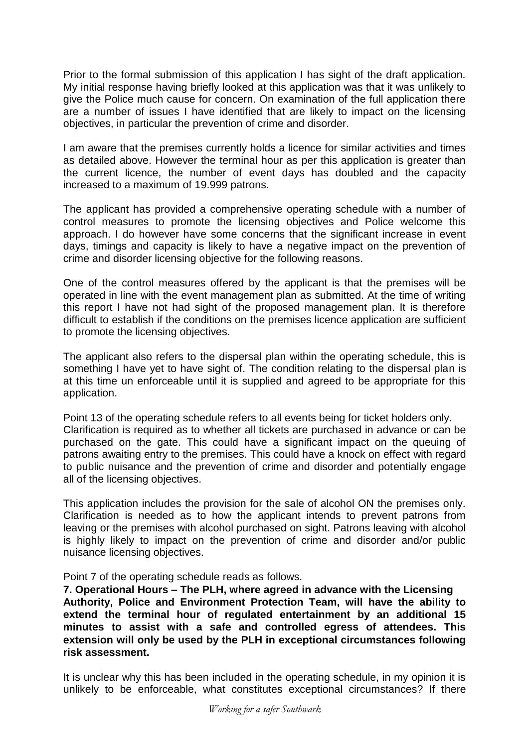Prior to the formal submission of this application I has sight of the draft application. My initial response having briefly looked at this application was that it was unlikely to give the Police much cause for concern. On examination of the full application there are a number of issues I have identified that are likely to impact on the licensing objectives, in particular the prevention of crime and disorder.

I am aware that the premises currently holds a licence for similar activities and times as detailed above. However the terminal hour as per this application is greater than the current licence, the number of event days has doubled and the capacity increased to a maximum of 19.999 patrons.

The applicant has provided a comprehensive operating schedule with a number of control measures to promote the licensing objectives and Police welcome this approach. I do however have some concerns that the significant increase in event days, timings and capacity is likely to have a negative impact on the prevention of crime and disorder licensing objective for the following reasons.

One of the control measures offered by the applicant is that the premises will be operated in line with the event management plan as submitted. At the time of writing this report I have not had sight of the proposed management plan. It is therefore difficult to establish if the conditions on the premises licence application are sufficient to promote the licensing objectives.

The applicant also refers to the dispersal plan within the operating schedule, this is something I have yet to have sight of. The condition relating to the dispersal plan is at this time un enforceable until it is supplied and agreed to be appropriate for this application.

Point 13 of the operating schedule refers to all events being for ticket holders only.
Clarification is required as to whether all tickets are purchased in advance or can be purchased on the gate. This could have a significant impact on the queuing of patrons awaiting entry to the premises. This could have a knock on effect with regard to public nuisance and the prevention of crime and disorder and potentially engage all of the licensing objectives.

This application includes the provision for the sale of alcohol ON the premises only. Clarification is needed as to how the applicant intends to prevent patrons from leaving or the premises with alcohol purchased on sight. Patrons leaving with alcohol is highly likely to impact on the prevention of crime and disorder and/or public nuisance licensing objectives.

Point 7 of the operating schedule reads as follows.

**7. Operational Hours – The PLH, where agreed in advance with the Licensing Authority, Police and Environment Protection Team, will have the ability to extend the terminal hour of regulated entertainment by an additional 15 minutes to assist with a safe and controlled egress of attendees. This extension will only be used by the PLH in exceptional circumstances following risk assessment.**

It is unclear why this has been included in the operating schedule, in my opinion it is unlikely to be enforceable, what constitutes exceptional circumstances? If there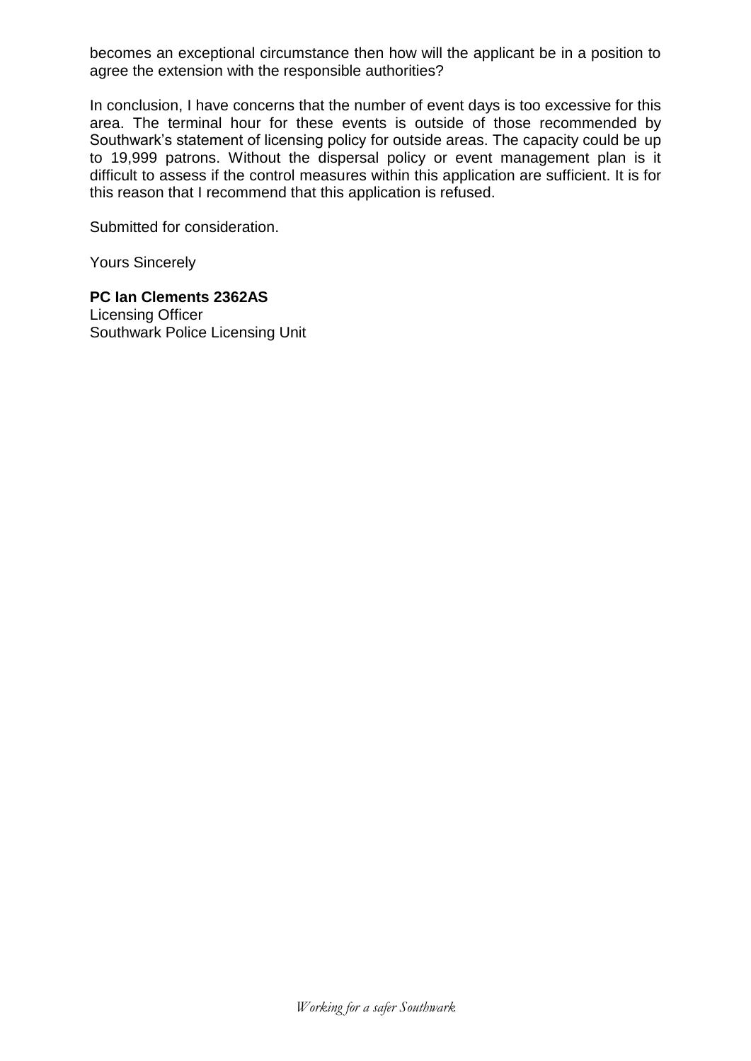becomes an exceptional circumstance then how will the applicant be in a position to agree the extension with the responsible authorities?

In conclusion, I have concerns that the number of event days is too excessive for this area. The terminal hour for these events is outside of those recommended by Southwark's statement of licensing policy for outside areas. The capacity could be up to 19,999 patrons. Without the dispersal policy or event management plan is it difficult to assess if the control measures within this application are sufficient. It is for this reason that I recommend that this application is refused.

Submitted for consideration.

Yours Sincerely

**PC Ian Clements 2362AS**
Licensing Officer
Southwark Police Licensing Unit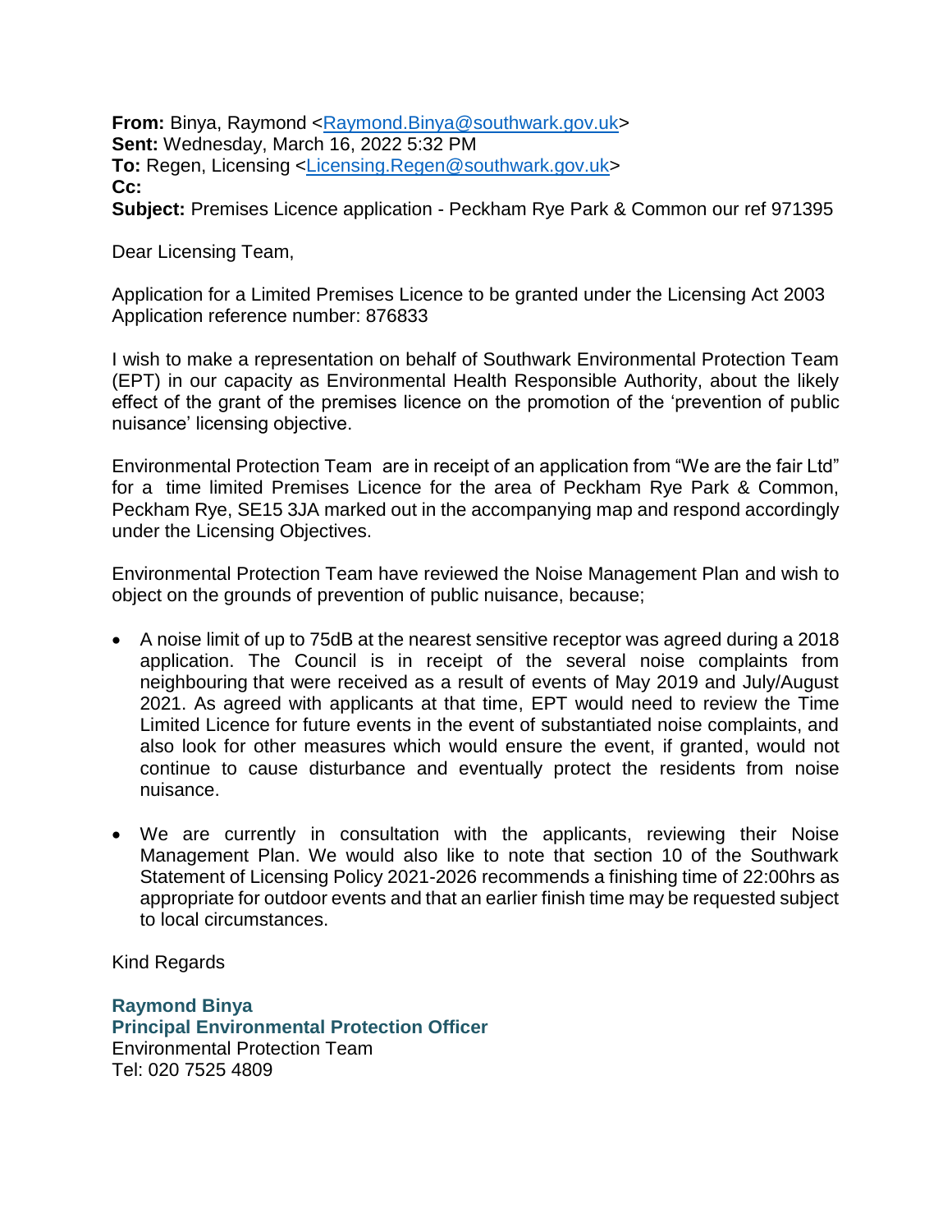**From:** Binya, Raymond <Raymond.Binya@southwark.gov.uk>
**Sent:** Wednesday, March 16, 2022 5:32 PM
**To:** Regen, Licensing <Licensing.Regen@southwark.gov.uk>
**Cc:**
**Subject:** Premises Licence application - Peckham Rye Park & Common our ref 971395

Dear Licensing Team,

Application for a Limited Premises Licence to be granted under the Licensing Act 2003
Application reference number: 876833

I wish to make a representation on behalf of Southwark Environmental Protection Team (EPT) in our capacity as Environmental Health Responsible Authority, about the likely effect of the grant of the premises licence on the promotion of the 'prevention of public nuisance' licensing objective.

Environmental Protection Team are in receipt of an application from "We are the fair Ltd" for a time limited Premises Licence for the area of Peckham Rye Park & Common, Peckham Rye, SE15 3JA marked out in the accompanying map and respond accordingly under the Licensing Objectives.

Environmental Protection Team have reviewed the Noise Management Plan and wish to object on the grounds of prevention of public nuisance, because;

- A noise limit of up to 75dB at the nearest sensitive receptor was agreed during a 2018 application. The Council is in receipt of the several noise complaints from neighbouring that were received as a result of events of May 2019 and July/August 2021. As agreed with applicants at that time, EPT would need to review the Time Limited Licence for future events in the event of substantiated noise complaints, and also look for other measures which would ensure the event, if granted, would not continue to cause disturbance and eventually protect the residents from noise nuisance.

- We are currently in consultation with the applicants, reviewing their Noise Management Plan. We would also like to note that section 10 of the Southwark Statement of Licensing Policy 2021-2026 recommends a finishing time of 22:00hrs as appropriate for outdoor events and that an earlier finish time may be requested subject to local circumstances.

Kind Regards

**Raymond Binya**
**Principal Environmental Protection Officer**
Environmental Protection Team
Tel: 020 7525 4809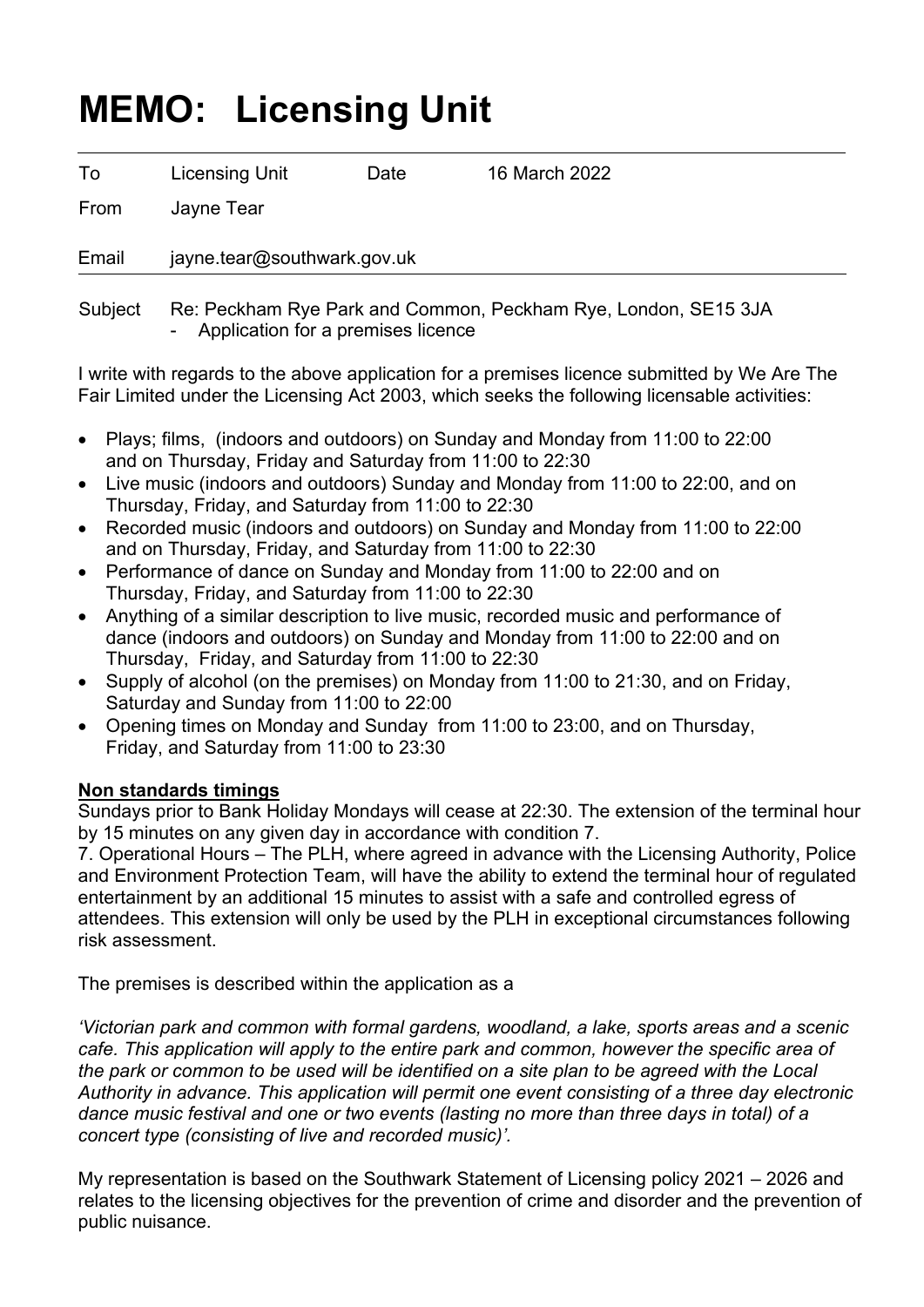# MEMO: Licensing Unit

| | | | |
|---|---|---|---|
| To | Licensing Unit | Date | 16 March 2022 |
| From | Jayne Tear | | |
| Email | jayne.tear@southwark.gov.uk | | |

Subject Re: Peckham Rye Park and Common, Peckham Rye, London, SE15 3JA
- Application for a premises licence

I write with regards to the above application for a premises licence submitted by We Are The Fair Limited under the Licensing Act 2003, which seeks the following licensable activities:

- Plays; films, (indoors and outdoors) on Sunday and Monday from 11:00 to 22:00 and on Thursday, Friday and Saturday from 11:00 to 22:30
- Live music (indoors and outdoors) Sunday and Monday from 11:00 to 22:00, and on Thursday, Friday, and Saturday from 11:00 to 22:30
- Recorded music (indoors and outdoors) on Sunday and Monday from 11:00 to 22:00 and on Thursday, Friday, and Saturday from 11:00 to 22:30
- Performance of dance on Sunday and Monday from 11:00 to 22:00 and on Thursday, Friday, and Saturday from 11:00 to 22:30
- Anything of a similar description to live music, recorded music and performance of dance (indoors and outdoors) on Sunday and Monday from 11:00 to 22:00 and on Thursday, Friday, and Saturday from 11:00 to 22:30
- Supply of alcohol (on the premises) on Monday from 11:00 to 21:30, and on Friday, Saturday and Sunday from 11:00 to 22:00
- Opening times on Monday and Sunday from 11:00 to 23:00, and on Thursday, Friday, and Saturday from 11:00 to 23:30

**Non standards timings**

Sundays prior to Bank Holiday Mondays will cease at 22:30. The extension of the terminal hour by 15 minutes on any given day in accordance with condition 7.

7. Operational Hours – The PLH, where agreed in advance with the Licensing Authority, Police and Environment Protection Team, will have the ability to extend the terminal hour of regulated entertainment by an additional 15 minutes to assist with a safe and controlled egress of attendees. This extension will only be used by the PLH in exceptional circumstances following risk assessment.

The premises is described within the application as a

*'Victorian park and common with formal gardens, woodland, a lake, sports areas and a scenic cafe. This application will apply to the entire park and common, however the specific area of the park or common to be used will be identified on a site plan to be agreed with the Local Authority in advance. This application will permit one event consisting of a three day electronic dance music festival and one or two events (lasting no more than three days in total) of a concert type (consisting of live and recorded music)'.*

My representation is based on the Southwark Statement of Licensing policy 2021 – 2026 and relates to the licensing objectives for the prevention of crime and disorder and the prevention of public nuisance.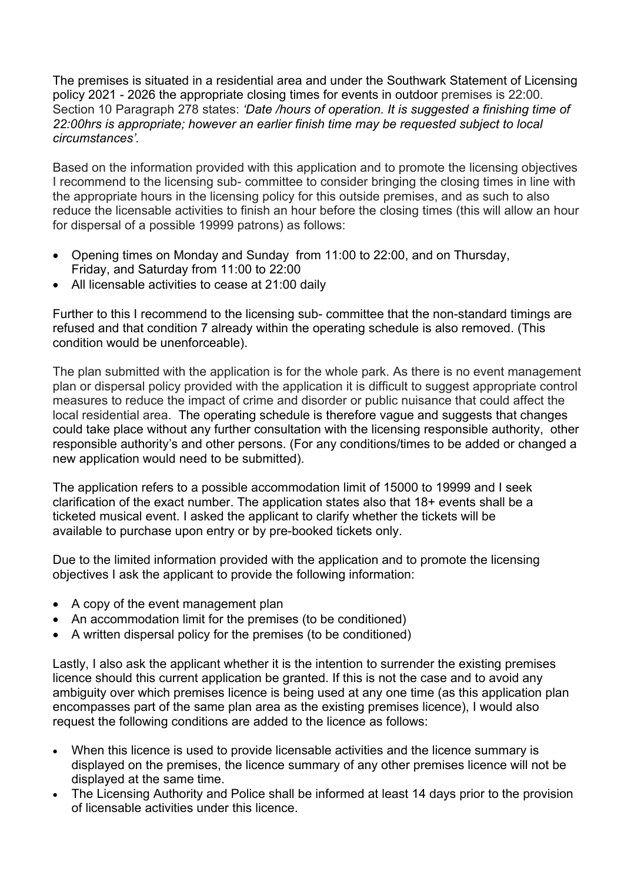The premises is situated in a residential area and under the Southwark Statement of Licensing policy 2021 - 2026 the appropriate closing times for events in outdoor premises is 22:00. Section 10 Paragraph 278 states: *'Date /hours of operation. It is suggested a finishing time of 22:00hrs is appropriate; however an earlier finish time may be requested subject to local circumstances'.*

Based on the information provided with this application and to promote the licensing objectives I recommend to the licensing sub- committee to consider bringing the closing times in line with the appropriate hours in the licensing policy for this outside premises, and as such to also reduce the licensable activities to finish an hour before the closing times (this will allow an hour for dispersal of a possible 19999 patrons) as follows:

- Opening times on Monday and Sunday from 11:00 to 22:00, and on Thursday, Friday, and Saturday from 11:00 to 22:00
- All licensable activities to cease at 21:00 daily

Further to this I recommend to the licensing sub- committee that the non-standard timings are refused and that condition 7 already within the operating schedule is also removed. (This condition would be unenforceable).

The plan submitted with the application is for the whole park. As there is no event management plan or dispersal policy provided with the application it is difficult to suggest appropriate control measures to reduce the impact of crime and disorder or public nuisance that could affect the local residential area. The operating schedule is therefore vague and suggests that changes could take place without any further consultation with the licensing responsible authority, other responsible authority's and other persons. (For any conditions/times to be added or changed a new application would need to be submitted).

The application refers to a possible accommodation limit of 15000 to 19999 and I seek clarification of the exact number. The application states also that 18+ events shall be a ticketed musical event. I asked the applicant to clarify whether the tickets will be available to purchase upon entry or by pre-booked tickets only.

Due to the limited information provided with the application and to promote the licensing objectives I ask the applicant to provide the following information:

- A copy of the event management plan
- An accommodation limit for the premises (to be conditioned)
- A written dispersal policy for the premises (to be conditioned)

Lastly, I also ask the applicant whether it is the intention to surrender the existing premises licence should this current application be granted. If this is not the case and to avoid any ambiguity over which premises licence is being used at any one time (as this application plan encompasses part of the same plan area as the existing premises licence), I would also request the following conditions are added to the licence as follows:

- When this licence is used to provide licensable activities and the licence summary is displayed on the premises, the licence summary of any other premises licence will not be displayed at the same time.
- The Licensing Authority and Police shall be informed at least 14 days prior to the provision of licensable activities under this licence.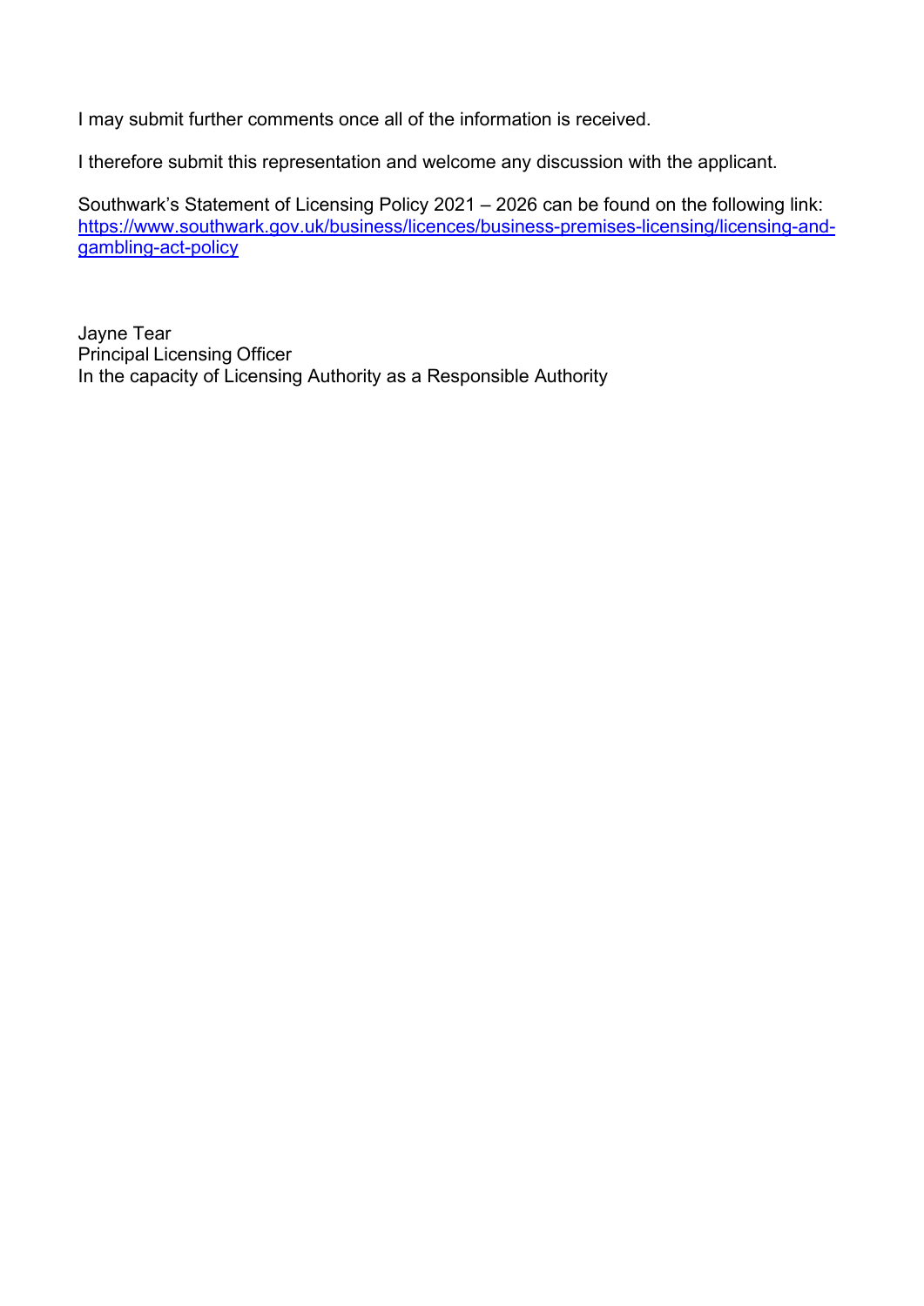I may submit further comments once all of the information is received.

I therefore submit this representation and welcome any discussion with the applicant.

Southwark's Statement of Licensing Policy 2021 – 2026 can be found on the following link: [https://www.southwark.gov.uk/business/licences/business-premises-licensing/licensing-and-gambling-act-policy](https://www.southwark.gov.uk/business/licences/business-premises-licensing/licensing-and-gambling-act-policy)

Jayne Tear
Principal Licensing Officer
In the capacity of Licensing Authority as a Responsible Authority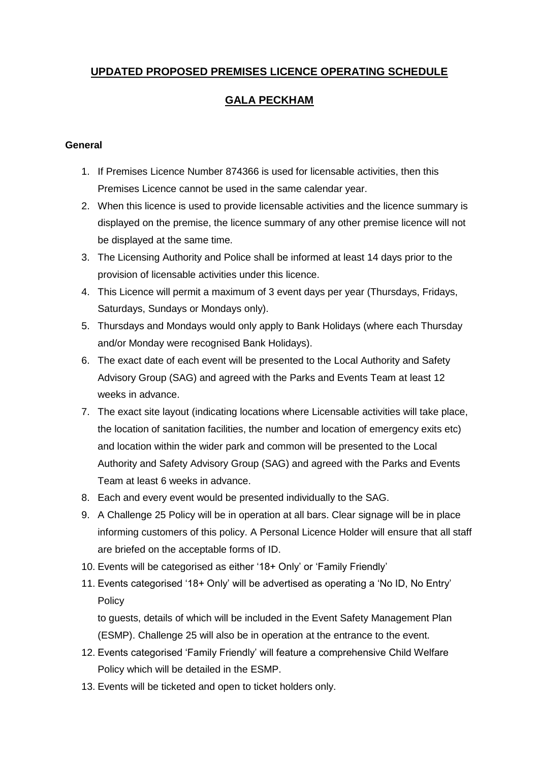## UPDATED PROPOSED PREMISES LICENCE OPERATING SCHEDULE

## GALA PECKHAM

**General**

1. If Premises Licence Number 874366 is used for licensable activities, then this Premises Licence cannot be used in the same calendar year.
2. When this licence is used to provide licensable activities and the licence summary is displayed on the premise, the licence summary of any other premise licence will not be displayed at the same time.
3. The Licensing Authority and Police shall be informed at least 14 days prior to the provision of licensable activities under this licence.
4. This Licence will permit a maximum of 3 event days per year (Thursdays, Fridays, Saturdays, Sundays or Mondays only).
5. Thursdays and Mondays would only apply to Bank Holidays (where each Thursday and/or Monday were recognised Bank Holidays).
6. The exact date of each event will be presented to the Local Authority and Safety Advisory Group (SAG) and agreed with the Parks and Events Team at least 12 weeks in advance.
7. The exact site layout (indicating locations where Licensable activities will take place, the location of sanitation facilities, the number and location of emergency exits etc) and location within the wider park and common will be presented to the Local Authority and Safety Advisory Group (SAG) and agreed with the Parks and Events Team at least 6 weeks in advance.
8. Each and every event would be presented individually to the SAG.
9. A Challenge 25 Policy will be in operation at all bars. Clear signage will be in place informing customers of this policy. A Personal Licence Holder will ensure that all staff are briefed on the acceptable forms of ID.
10. Events will be categorised as either '18+ Only' or 'Family Friendly'
11. Events categorised '18+ Only' will be advertised as operating a 'No ID, No Entry' Policy

    to guests, details of which will be included in the Event Safety Management Plan (ESMP). Challenge 25 will also be in operation at the entrance to the event.
12. Events categorised 'Family Friendly' will feature a comprehensive Child Welfare Policy which will be detailed in the ESMP.
13. Events will be ticketed and open to ticket holders only.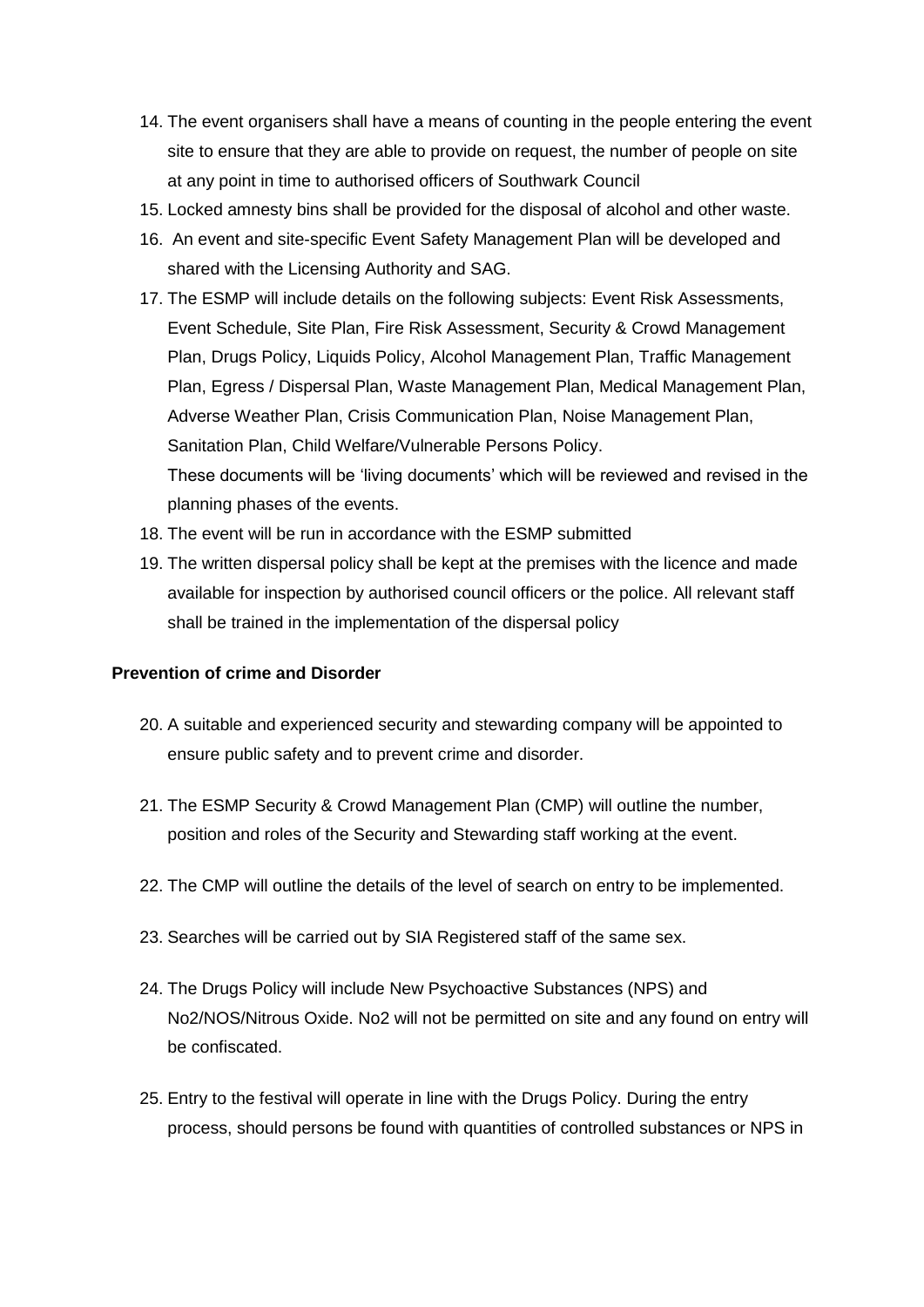14. The event organisers shall have a means of counting in the people entering the event site to ensure that they are able to provide on request, the number of people on site at any point in time to authorised officers of Southwark Council
15. Locked amnesty bins shall be provided for the disposal of alcohol and other waste.
16. An event and site-specific Event Safety Management Plan will be developed and shared with the Licensing Authority and SAG.
17. The ESMP will include details on the following subjects: Event Risk Assessments, Event Schedule, Site Plan, Fire Risk Assessment, Security & Crowd Management Plan, Drugs Policy, Liquids Policy, Alcohol Management Plan, Traffic Management Plan, Egress / Dispersal Plan, Waste Management Plan, Medical Management Plan, Adverse Weather Plan, Crisis Communication Plan, Noise Management Plan, Sanitation Plan, Child Welfare/Vulnerable Persons Policy.
    These documents will be 'living documents' which will be reviewed and revised in the planning phases of the events.
18. The event will be run in accordance with the ESMP submitted
19. The written dispersal policy shall be kept at the premises with the licence and made available for inspection by authorised council officers or the police. All relevant staff shall be trained in the implementation of the dispersal policy

**Prevention of crime and Disorder**

20. A suitable and experienced security and stewarding company will be appointed to ensure public safety and to prevent crime and disorder.
21. The ESMP Security & Crowd Management Plan (CMP) will outline the number, position and roles of the Security and Stewarding staff working at the event.
22. The CMP will outline the details of the level of search on entry to be implemented.
23. Searches will be carried out by SIA Registered staff of the same sex.
24. The Drugs Policy will include New Psychoactive Substances (NPS) and No2/NOS/Nitrous Oxide. No2 will not be permitted on site and any found on entry will be confiscated.
25. Entry to the festival will operate in line with the Drugs Policy. During the entry process, should persons be found with quantities of controlled substances or NPS in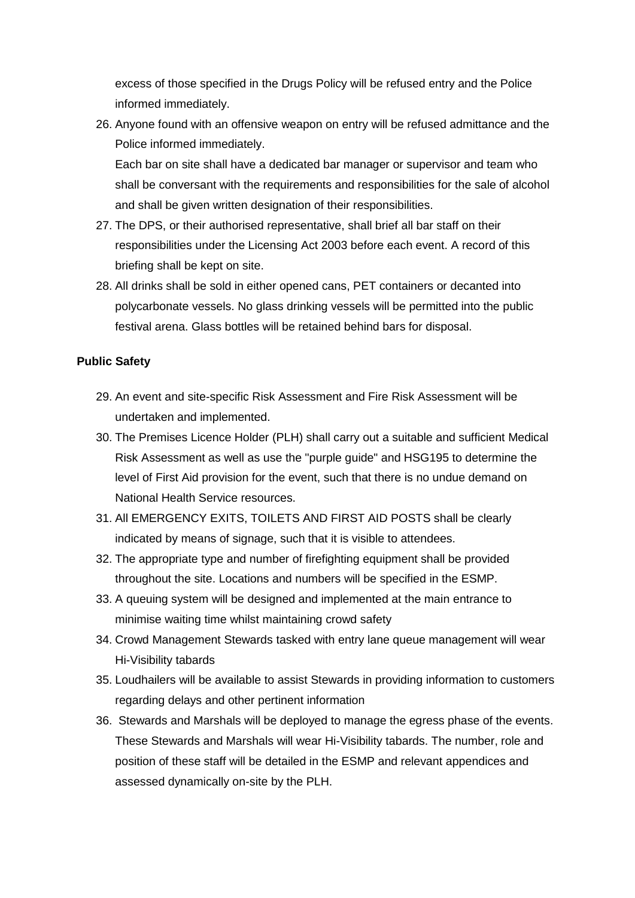excess of those specified in the Drugs Policy will be refused entry and the Police informed immediately.

26. Anyone found with an offensive weapon on entry will be refused admittance and the Police informed immediately.

    Each bar on site shall have a dedicated bar manager or supervisor and team who shall be conversant with the requirements and responsibilities for the sale of alcohol and shall be given written designation of their responsibilities.

27. The DPS, or their authorised representative, shall brief all bar staff on their responsibilities under the Licensing Act 2003 before each event. A record of this briefing shall be kept on site.
28. All drinks shall be sold in either opened cans, PET containers or decanted into polycarbonate vessels. No glass drinking vessels will be permitted into the public festival arena. Glass bottles will be retained behind bars for disposal.

**Public Safety**

29. An event and site-specific Risk Assessment and Fire Risk Assessment will be undertaken and implemented.
30. The Premises Licence Holder (PLH) shall carry out a suitable and sufficient Medical Risk Assessment as well as use the "purple guide" and HSG195 to determine the level of First Aid provision for the event, such that there is no undue demand on National Health Service resources.
31. All EMERGENCY EXITS, TOILETS AND FIRST AID POSTS shall be clearly indicated by means of signage, such that it is visible to attendees.
32. The appropriate type and number of firefighting equipment shall be provided throughout the site. Locations and numbers will be specified in the ESMP.
33. A queuing system will be designed and implemented at the main entrance to minimise waiting time whilst maintaining crowd safety
34. Crowd Management Stewards tasked with entry lane queue management will wear Hi-Visibility tabards
35. Loudhailers will be available to assist Stewards in providing information to customers regarding delays and other pertinent information
36. Stewards and Marshals will be deployed to manage the egress phase of the events. These Stewards and Marshals will wear Hi-Visibility tabards. The number, role and position of these staff will be detailed in the ESMP and relevant appendices and assessed dynamically on-site by the PLH.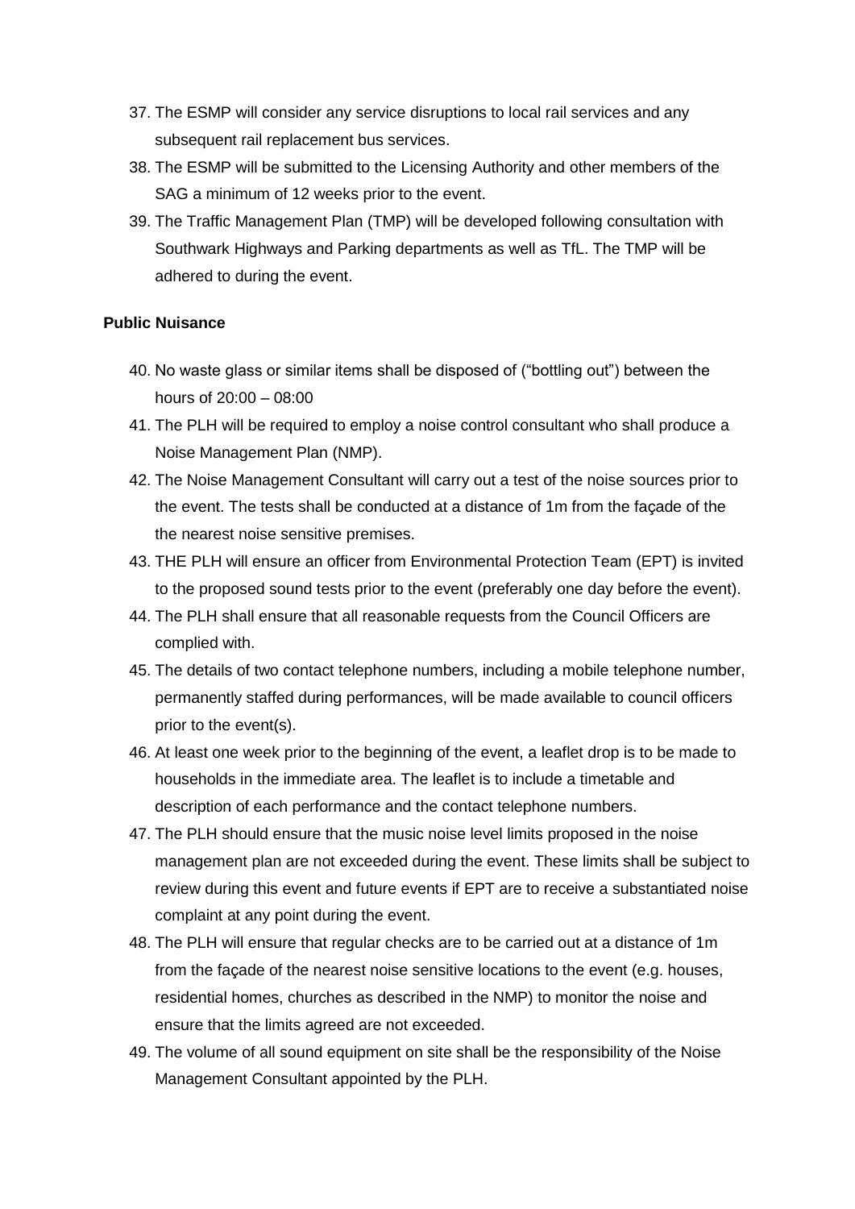37. The ESMP will consider any service disruptions to local rail services and any subsequent rail replacement bus services.
38. The ESMP will be submitted to the Licensing Authority and other members of the SAG a minimum of 12 weeks prior to the event.
39. The Traffic Management Plan (TMP) will be developed following consultation with Southwark Highways and Parking departments as well as TfL. The TMP will be adhered to during the event.

**Public Nuisance**

40. No waste glass or similar items shall be disposed of ("bottling out") between the hours of 20:00 – 08:00
41. The PLH will be required to employ a noise control consultant who shall produce a Noise Management Plan (NMP).
42. The Noise Management Consultant will carry out a test of the noise sources prior to the event. The tests shall be conducted at a distance of 1m from the façade of the the nearest noise sensitive premises.
43. THE PLH will ensure an officer from Environmental Protection Team (EPT) is invited to the proposed sound tests prior to the event (preferably one day before the event).
44. The PLH shall ensure that all reasonable requests from the Council Officers are complied with.
45. The details of two contact telephone numbers, including a mobile telephone number, permanently staffed during performances, will be made available to council officers prior to the event(s).
46. At least one week prior to the beginning of the event, a leaflet drop is to be made to households in the immediate area. The leaflet is to include a timetable and description of each performance and the contact telephone numbers.
47. The PLH should ensure that the music noise level limits proposed in the noise management plan are not exceeded during the event. These limits shall be subject to review during this event and future events if EPT are to receive a substantiated noise complaint at any point during the event.
48. The PLH will ensure that regular checks are to be carried out at a distance of 1m from the façade of the nearest noise sensitive locations to the event (e.g. houses, residential homes, churches as described in the NMP) to monitor the noise and ensure that the limits agreed are not exceeded.
49. The volume of all sound equipment on site shall be the responsibility of the Noise Management Consultant appointed by the PLH.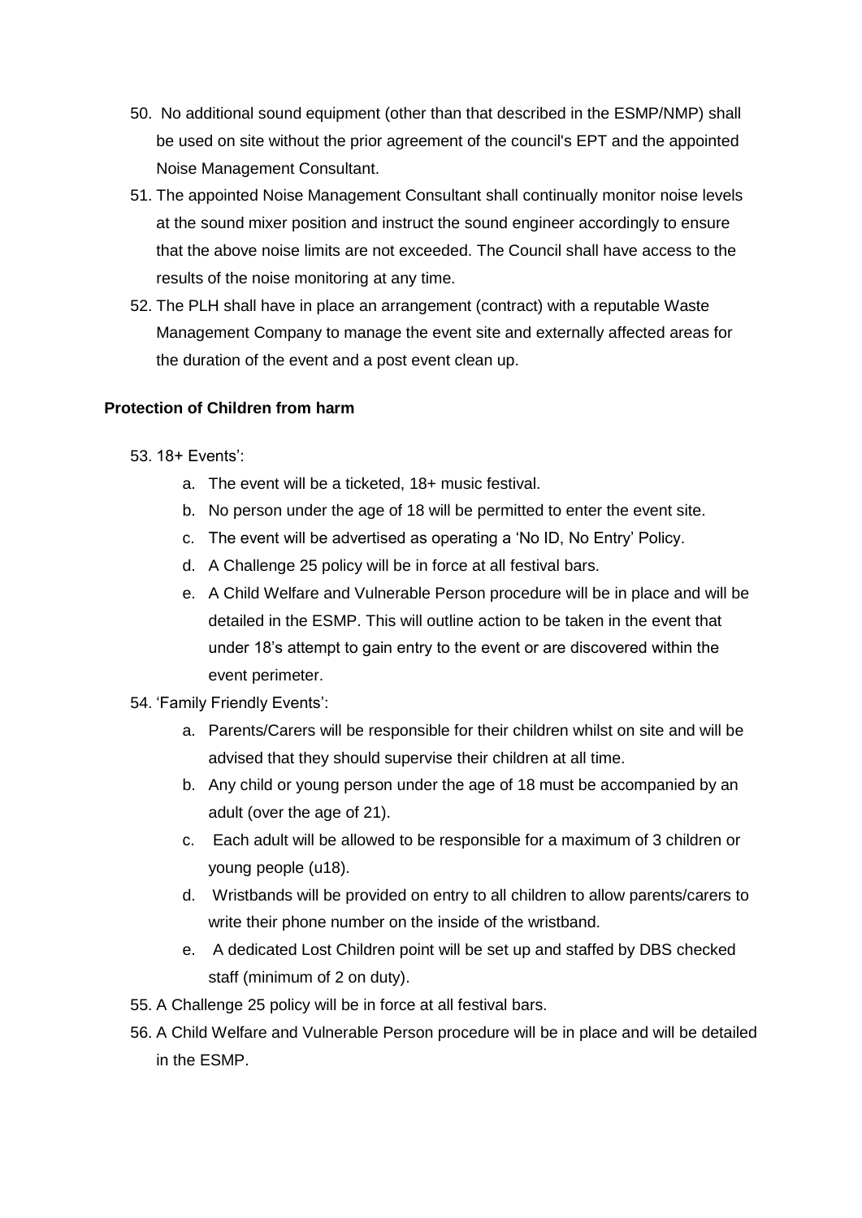50. No additional sound equipment (other than that described in the ESMP/NMP) shall be used on site without the prior agreement of the council's EPT and the appointed Noise Management Consultant.
51. The appointed Noise Management Consultant shall continually monitor noise levels at the sound mixer position and instruct the sound engineer accordingly to ensure that the above noise limits are not exceeded. The Council shall have access to the results of the noise monitoring at any time.
52. The PLH shall have in place an arrangement (contract) with a reputable Waste Management Company to manage the event site and externally affected areas for the duration of the event and a post event clean up.

**Protection of Children from harm**

53. 18+ Events':
    a. The event will be a ticketed, 18+ music festival.
    b. No person under the age of 18 will be permitted to enter the event site.
    c. The event will be advertised as operating a 'No ID, No Entry' Policy.
    d. A Challenge 25 policy will be in force at all festival bars.
    e. A Child Welfare and Vulnerable Person procedure will be in place and will be detailed in the ESMP. This will outline action to be taken in the event that under 18's attempt to gain entry to the event or are discovered within the event perimeter.
54. 'Family Friendly Events':
    a. Parents/Carers will be responsible for their children whilst on site and will be advised that they should supervise their children at all time.
    b. Any child or young person under the age of 18 must be accompanied by an adult (over the age of 21).
    c. Each adult will be allowed to be responsible for a maximum of 3 children or young people (u18).
    d. Wristbands will be provided on entry to all children to allow parents/carers to write their phone number on the inside of the wristband.
    e. A dedicated Lost Children point will be set up and staffed by DBS checked staff (minimum of 2 on duty).
55. A Challenge 25 policy will be in force at all festival bars.
56. A Child Welfare and Vulnerable Person procedure will be in place and will be detailed in the ESMP.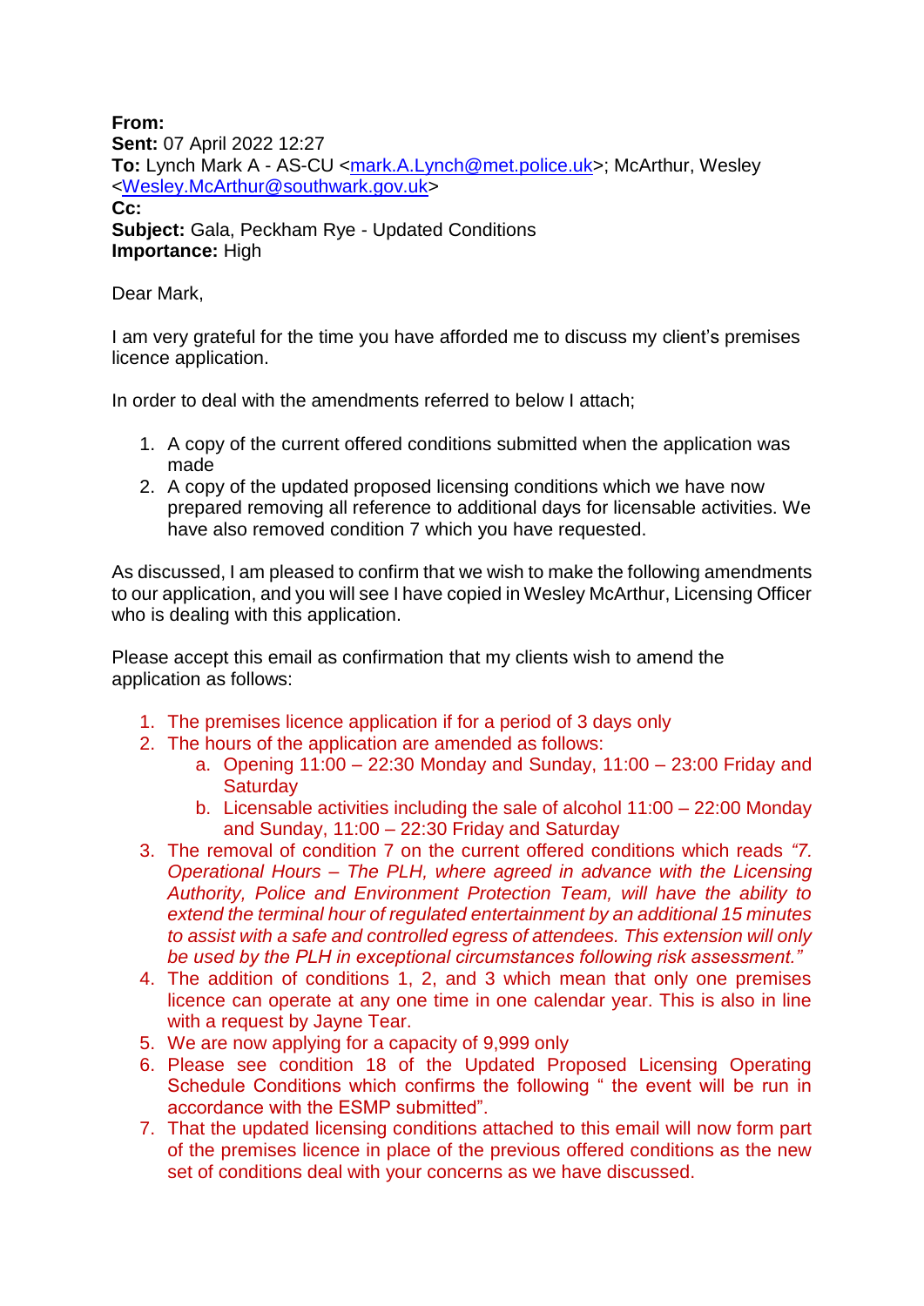**From:**
**Sent:** 07 April 2022 12:27
**To:** Lynch Mark A - AS-CU <mark.A.Lynch@met.police.uk>; McArthur, Wesley <Wesley.McArthur@southwark.gov.uk>
**Cc:**
**Subject:** Gala, Peckham Rye - Updated Conditions
**Importance:** High

Dear Mark,

I am very grateful for the time you have afforded me to discuss my client's premises licence application.

In order to deal with the amendments referred to below I attach;

1. A copy of the current offered conditions submitted when the application was made
2. A copy of the updated proposed licensing conditions which we have now prepared removing all reference to additional days for licensable activities. We have also removed condition 7 which you have requested.

As discussed, I am pleased to confirm that we wish to make the following amendments to our application, and you will see I have copied in Wesley McArthur, Licensing Officer who is dealing with this application.

Please accept this email as confirmation that my clients wish to amend the application as follows:

1. The premises licence application if for a period of 3 days only
2. The hours of the application are amended as follows:
   a. Opening 11:00 – 22:30 Monday and Sunday, 11:00 – 23:00 Friday and Saturday
   b. Licensable activities including the sale of alcohol 11:00 – 22:00 Monday and Sunday, 11:00 – 22:30 Friday and Saturday
3. The removal of condition 7 on the current offered conditions which reads *"7. Operational Hours – The PLH, where agreed in advance with the Licensing Authority, Police and Environment Protection Team, will have the ability to extend the terminal hour of regulated entertainment by an additional 15 minutes to assist with a safe and controlled egress of attendees. This extension will only be used by the PLH in exceptional circumstances following risk assessment."*
4. The addition of conditions 1, 2, and 3 which mean that only one premises licence can operate at any one time in one calendar year. This is also in line with a request by Jayne Tear.
5. We are now applying for a capacity of 9,999 only
6. Please see condition 18 of the Updated Proposed Licensing Operating Schedule Conditions which confirms the following " the event will be run in accordance with the ESMP submitted".
7. That the updated licensing conditions attached to this email will now form part of the premises licence in place of the previous offered conditions as the new set of conditions deal with your concerns as we have discussed.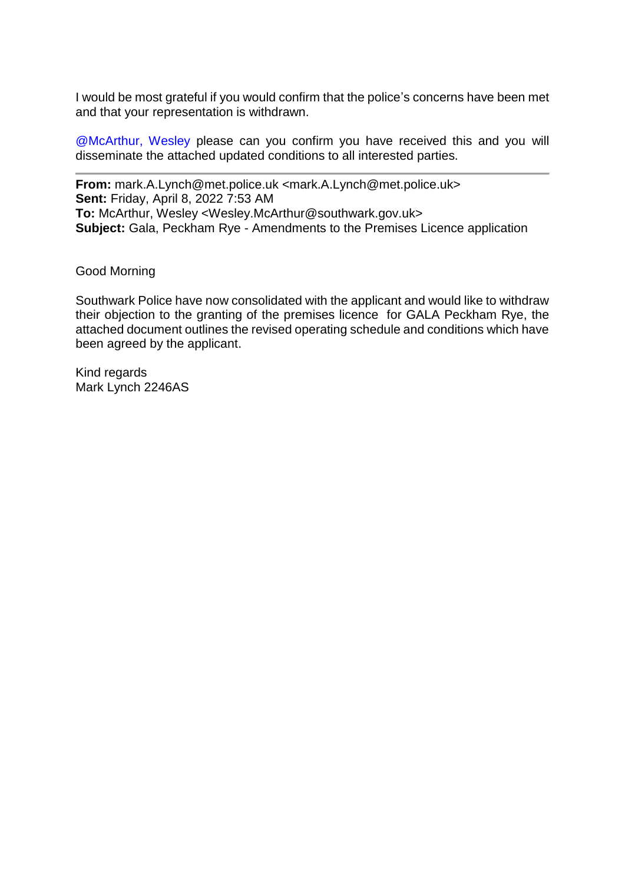I would be most grateful if you would confirm that the police's concerns have been met and that your representation is withdrawn.

@McArthur, Wesley please can you confirm you have received this and you will disseminate the attached updated conditions to all interested parties.

---

**From:** mark.A.Lynch@met.police.uk <mark.A.Lynch@met.police.uk>
**Sent:** Friday, April 8, 2022 7:53 AM
**To:** McArthur, Wesley <Wesley.McArthur@southwark.gov.uk>
**Subject:** Gala, Peckham Rye - Amendments to the Premises Licence application

Good Morning

Southwark Police have now consolidated with the applicant and would like to withdraw their objection to the granting of the premises licence for GALA Peckham Rye, the attached document outlines the revised operating schedule and conditions which have been agreed by the applicant.

Kind regards
Mark Lynch 2246AS